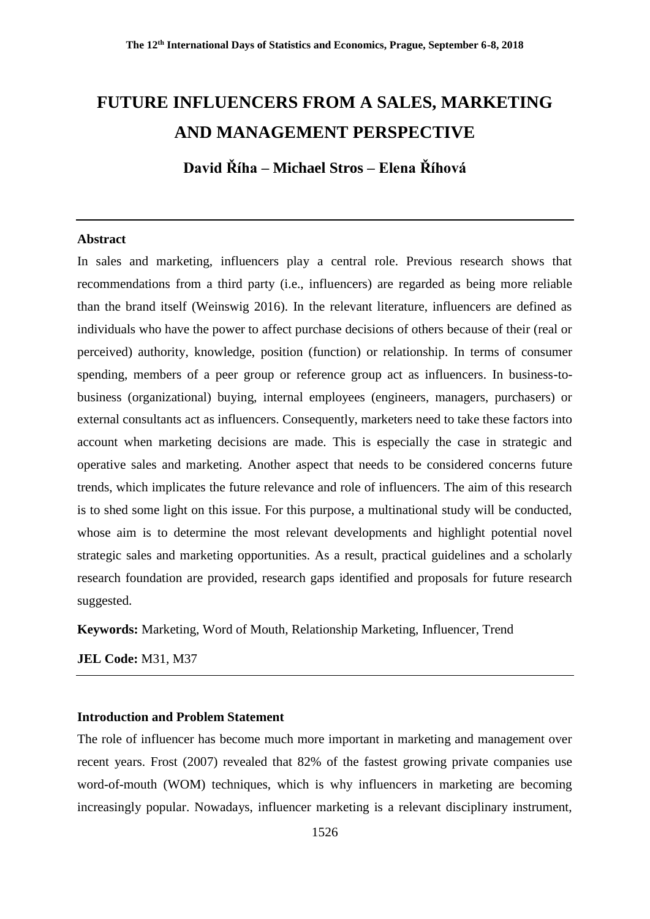# FUTURE INFLUENCERS FROM A SALES, MARKETING AND MANAGEMENT PERSPECTIVE

**David Říha – Michael Stros – Elena Říhová**

---

**Abstract**

In sales and marketing, influencers play a central role. Previous research shows that recommendations from a third party (i.e., influencers) are regarded as being more reliable than the brand itself (Weinswig 2016). In the relevant literature, influencers are defined as individuals who have the power to affect purchase decisions of others because of their (real or perceived) authority, knowledge, position (function) or relationship. In terms of consumer spending, members of a peer group or reference group act as influencers. In business-to-business (organizational) buying, internal employees (engineers, managers, purchasers) or external consultants act as influencers. Consequently, marketers need to take these factors into account when marketing decisions are made. This is especially the case in strategic and operative sales and marketing. Another aspect that needs to be considered concerns future trends, which implicates the future relevance and role of influencers. The aim of this research is to shed some light on this issue. For this purpose, a multinational study will be conducted, whose aim is to determine the most relevant developments and highlight potential novel strategic sales and marketing opportunities. As a result, practical guidelines and a scholarly research foundation are provided, research gaps identified and proposals for future research suggested.

**Keywords:** Marketing, Word of Mouth, Relationship Marketing, Influencer, Trend

**JEL Code:** M31, M37

---

## Introduction and Problem Statement

The role of influencer has become much more important in marketing and management over recent years. Frost (2007) revealed that 82% of the fastest growing private companies use word-of-mouth (WOM) techniques, which is why influencers in marketing are becoming increasingly popular. Nowadays, influencer marketing is a relevant disciplinary instrument,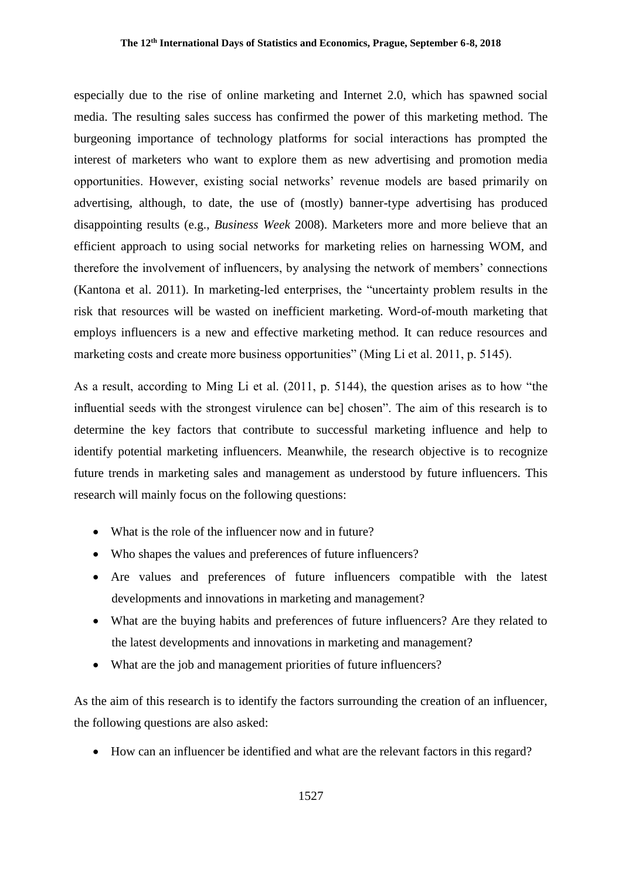especially due to the rise of online marketing and Internet 2.0, which has spawned social media. The resulting sales success has confirmed the power of this marketing method. The burgeoning importance of technology platforms for social interactions has prompted the interest of marketers who want to explore them as new advertising and promotion media opportunities. However, existing social networks' revenue models are based primarily on advertising, although, to date, the use of (mostly) banner-type advertising has produced disappointing results (e.g., *Business Week* 2008). Marketers more and more believe that an efficient approach to using social networks for marketing relies on harnessing WOM, and therefore the involvement of influencers, by analysing the network of members' connections (Kantona et al. 2011). In marketing-led enterprises, the "uncertainty problem results in the risk that resources will be wasted on inefficient marketing. Word-of-mouth marketing that employs influencers is a new and effective marketing method. It can reduce resources and marketing costs and create more business opportunities" (Ming Li et al. 2011, p. 5145).

As a result, according to Ming Li et al. (2011, p. 5144), the question arises as to how "the influential seeds with the strongest virulence can be] chosen". The aim of this research is to determine the key factors that contribute to successful marketing influence and help to identify potential marketing influencers. Meanwhile, the research objective is to recognize future trends in marketing sales and management as understood by future influencers. This research will mainly focus on the following questions:

- What is the role of the influencer now and in future?
- Who shapes the values and preferences of future influencers?
- Are values and preferences of future influencers compatible with the latest developments and innovations in marketing and management?
- What are the buying habits and preferences of future influencers? Are they related to the latest developments and innovations in marketing and management?
- What are the job and management priorities of future influencers?

As the aim of this research is to identify the factors surrounding the creation of an influencer, the following questions are also asked:

- How can an influencer be identified and what are the relevant factors in this regard?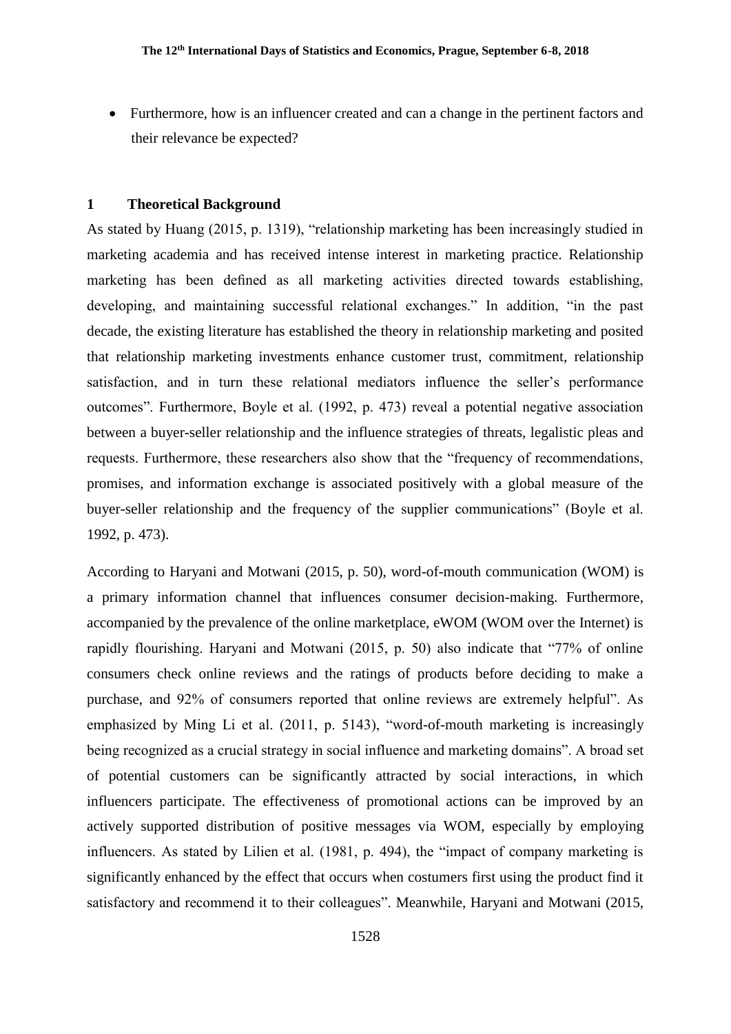- Furthermore, how is an influencer created and can a change in the pertinent factors and their relevance be expected?

## 1 Theoretical Background

As stated by Huang (2015, p. 1319), "relationship marketing has been increasingly studied in marketing academia and has received intense interest in marketing practice. Relationship marketing has been defined as all marketing activities directed towards establishing, developing, and maintaining successful relational exchanges." In addition, "in the past decade, the existing literature has established the theory in relationship marketing and posited that relationship marketing investments enhance customer trust, commitment, relationship satisfaction, and in turn these relational mediators influence the seller's performance outcomes". Furthermore, Boyle et al. (1992, p. 473) reveal a potential negative association between a buyer-seller relationship and the influence strategies of threats, legalistic pleas and requests. Furthermore, these researchers also show that the "frequency of recommendations, promises, and information exchange is associated positively with a global measure of the buyer-seller relationship and the frequency of the supplier communications" (Boyle et al. 1992, p. 473).

According to Haryani and Motwani (2015, p. 50), word-of-mouth communication (WOM) is a primary information channel that influences consumer decision-making. Furthermore, accompanied by the prevalence of the online marketplace, eWOM (WOM over the Internet) is rapidly flourishing. Haryani and Motwani (2015, p. 50) also indicate that "77% of online consumers check online reviews and the ratings of products before deciding to make a purchase, and 92% of consumers reported that online reviews are extremely helpful". As emphasized by Ming Li et al. (2011, p. 5143), "word-of-mouth marketing is increasingly being recognized as a crucial strategy in social influence and marketing domains". A broad set of potential customers can be significantly attracted by social interactions, in which influencers participate. The effectiveness of promotional actions can be improved by an actively supported distribution of positive messages via WOM, especially by employing influencers. As stated by Lilien et al. (1981, p. 494), the "impact of company marketing is significantly enhanced by the effect that occurs when costumers first using the product find it satisfactory and recommend it to their colleagues". Meanwhile, Haryani and Motwani (2015,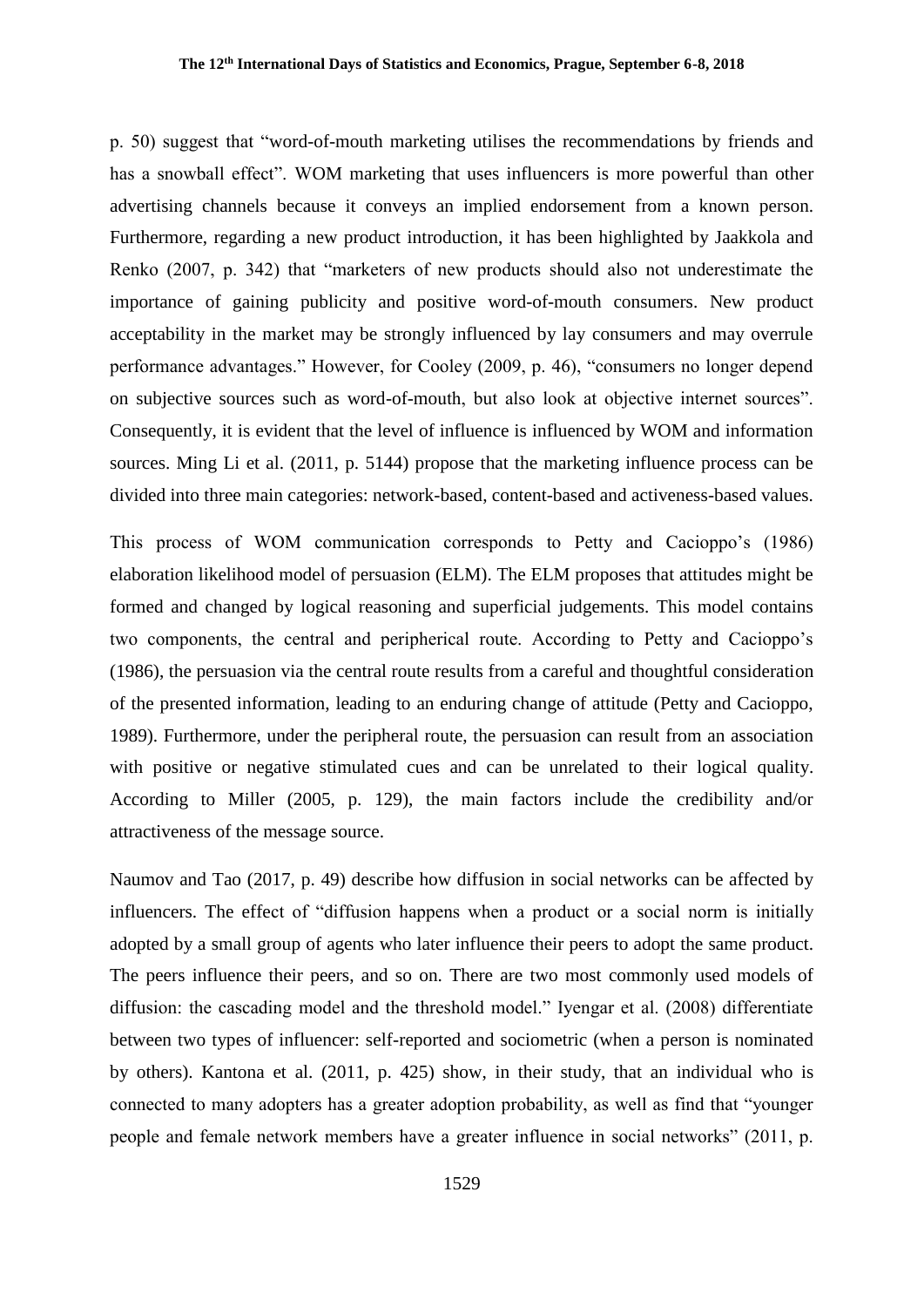p. 50) suggest that "word-of-mouth marketing utilises the recommendations by friends and has a snowball effect". WOM marketing that uses influencers is more powerful than other advertising channels because it conveys an implied endorsement from a known person. Furthermore, regarding a new product introduction, it has been highlighted by Jaakkola and Renko (2007, p. 342) that "marketers of new products should also not underestimate the importance of gaining publicity and positive word-of-mouth consumers. New product acceptability in the market may be strongly influenced by lay consumers and may overrule performance advantages." However, for Cooley (2009, p. 46), "consumers no longer depend on subjective sources such as word-of-mouth, but also look at objective internet sources". Consequently, it is evident that the level of influence is influenced by WOM and information sources. Ming Li et al. (2011, p. 5144) propose that the marketing influence process can be divided into three main categories: network-based, content-based and activeness-based values.

This process of WOM communication corresponds to Petty and Cacioppo's (1986) elaboration likelihood model of persuasion (ELM). The ELM proposes that attitudes might be formed and changed by logical reasoning and superficial judgements. This model contains two components, the central and peripherical route. According to Petty and Cacioppo's (1986), the persuasion via the central route results from a careful and thoughtful consideration of the presented information, leading to an enduring change of attitude (Petty and Cacioppo, 1989). Furthermore, under the peripheral route, the persuasion can result from an association with positive or negative stimulated cues and can be unrelated to their logical quality. According to Miller (2005, p. 129), the main factors include the credibility and/or attractiveness of the message source.

Naumov and Tao (2017, p. 49) describe how diffusion in social networks can be affected by influencers. The effect of "diffusion happens when a product or a social norm is initially adopted by a small group of agents who later influence their peers to adopt the same product. The peers influence their peers, and so on. There are two most commonly used models of diffusion: the cascading model and the threshold model." Iyengar et al. (2008) differentiate between two types of influencer: self-reported and sociometric (when a person is nominated by others). Kantona et al. (2011, p. 425) show, in their study, that an individual who is connected to many adopters has a greater adoption probability, as well as find that "younger people and female network members have a greater influence in social networks" (2011, p.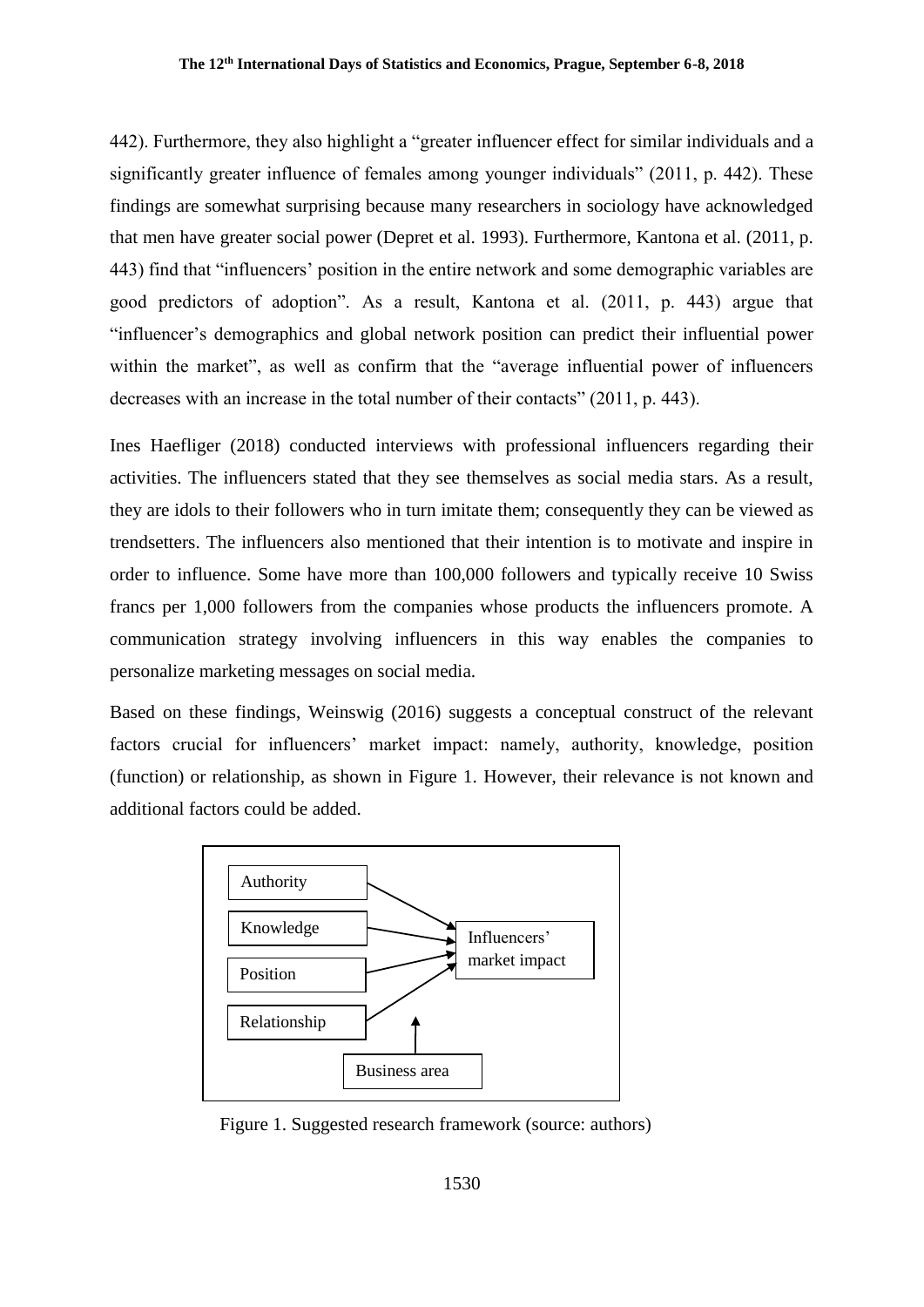442). Furthermore, they also highlight a "greater influencer effect for similar individuals and a significantly greater influence of females among younger individuals" (2011, p. 442). These findings are somewhat surprising because many researchers in sociology have acknowledged that men have greater social power (Depret et al. 1993). Furthermore, Kantona et al. (2011, p. 443) find that "influencers' position in the entire network and some demographic variables are good predictors of adoption". As a result, Kantona et al. (2011, p. 443) argue that "influencer's demographics and global network position can predict their influential power within the market", as well as confirm that the "average influential power of influencers decreases with an increase in the total number of their contacts" (2011, p. 443).

Ines Haefliger (2018) conducted interviews with professional influencers regarding their activities. The influencers stated that they see themselves as social media stars. As a result, they are idols to their followers who in turn imitate them; consequently they can be viewed as trendsetters. The influencers also mentioned that their intention is to motivate and inspire in order to influence. Some have more than 100,000 followers and typically receive 10 Swiss francs per 1,000 followers from the companies whose products the influencers promote. A communication strategy involving influencers in this way enables the companies to personalize marketing messages on social media.

Based on these findings, Weinswig (2016) suggests a conceptual construct of the relevant factors crucial for influencers' market impact: namely, authority, knowledge, position (function) or relationship, as shown in Figure 1. However, their relevance is not known and additional factors could be added.

Authority → Influencers' market impact
Knowledge → Influencers' market impact
Position → Influencers' market impact
Relationship → Influencers' market impact
Business area → Influencers' market impact

Figure 1. Suggested research framework (source: authors)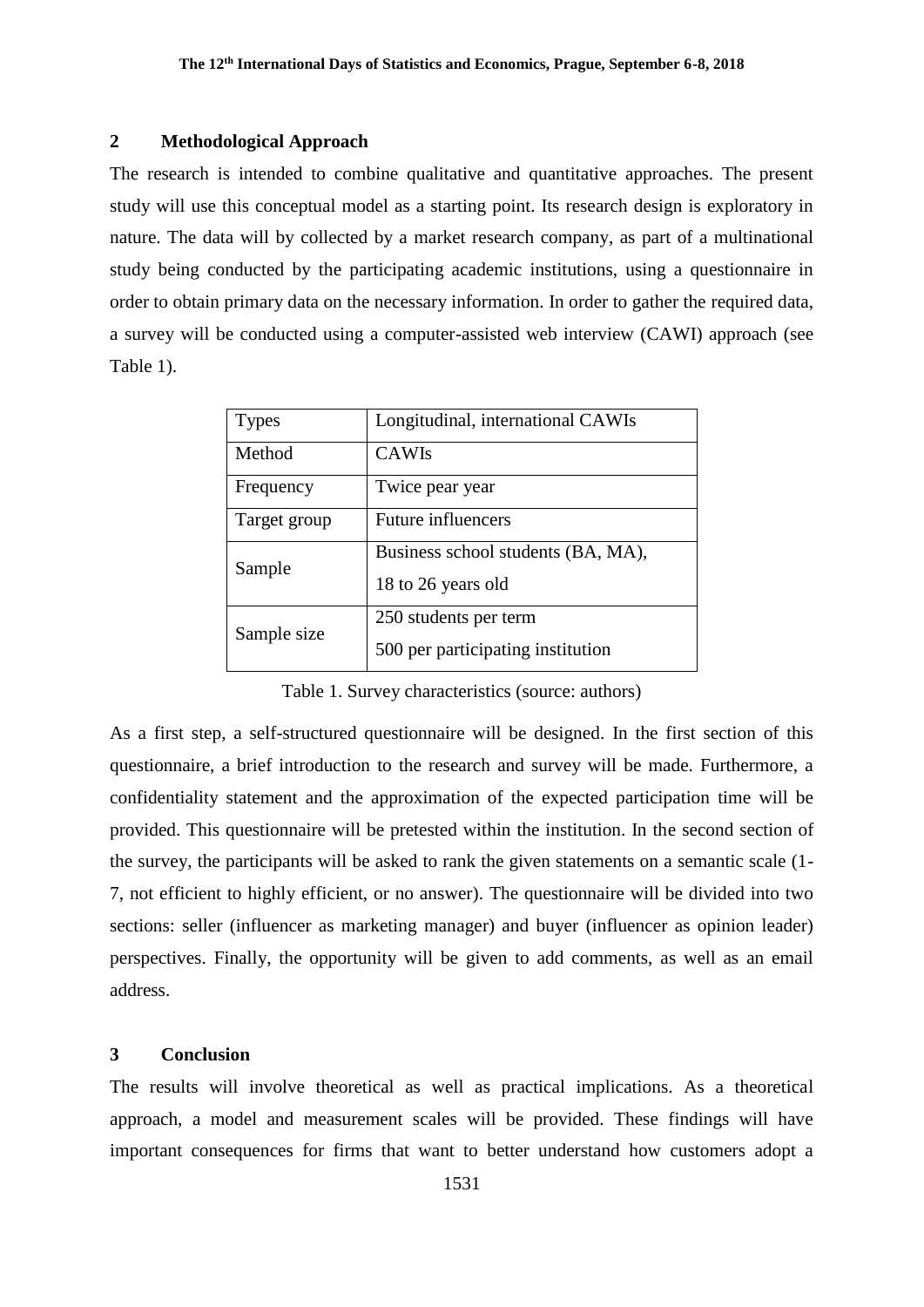## 2 Methodological Approach

The research is intended to combine qualitative and quantitative approaches. The present study will use this conceptual model as a starting point. Its research design is exploratory in nature. The data will by collected by a market research company, as part of a multinational study being conducted by the participating academic institutions, using a questionnaire in order to obtain primary data on the necessary information. In order to gather the required data, a survey will be conducted using a computer-assisted web interview (CAWI) approach (see Table 1).

| Types | Longitudinal, international CAWIs |
|---|---|
| Method | CAWIs |
| Frequency | Twice pear year |
| Target group | Future influencers |
| Sample | Business school students (BA, MA), 18 to 26 years old |
| Sample size | 250 students per term<br>500 per participating institution |

Table 1. Survey characteristics (source: authors)

As a first step, a self-structured questionnaire will be designed. In the first section of this questionnaire, a brief introduction to the research and survey will be made. Furthermore, a confidentiality statement and the approximation of the expected participation time will be provided. This questionnaire will be pretested within the institution. In the second section of the survey, the participants will be asked to rank the given statements on a semantic scale (1-7, not efficient to highly efficient, or no answer). The questionnaire will be divided into two sections: seller (influencer as marketing manager) and buyer (influencer as opinion leader) perspectives. Finally, the opportunity will be given to add comments, as well as an email address.

## 3 Conclusion

The results will involve theoretical as well as practical implications. As a theoretical approach, a model and measurement scales will be provided. These findings will have important consequences for firms that want to better understand how customers adopt a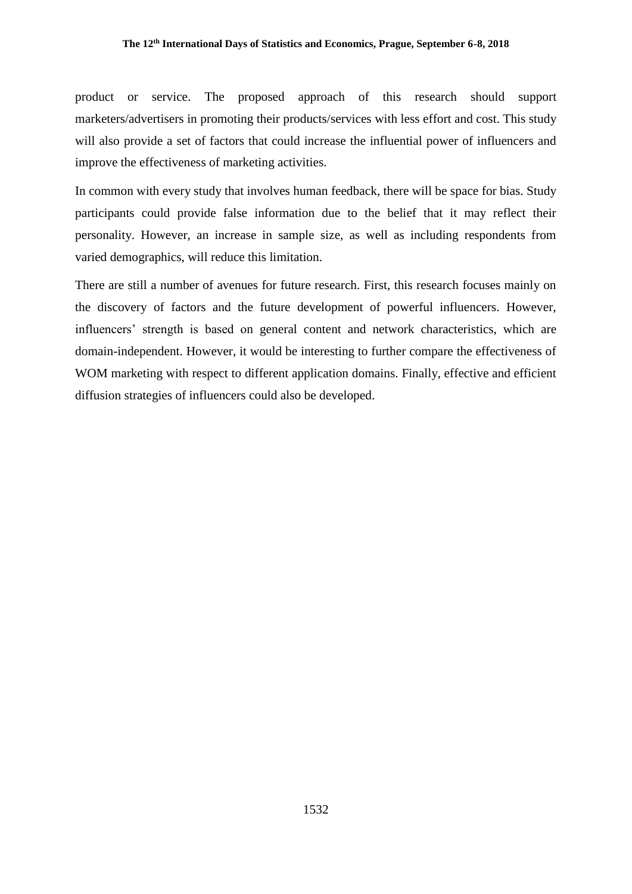product or service. The proposed approach of this research should support marketers/advertisers in promoting their products/services with less effort and cost. This study will also provide a set of factors that could increase the influential power of influencers and improve the effectiveness of marketing activities.

In common with every study that involves human feedback, there will be space for bias. Study participants could provide false information due to the belief that it may reflect their personality. However, an increase in sample size, as well as including respondents from varied demographics, will reduce this limitation.

There are still a number of avenues for future research. First, this research focuses mainly on the discovery of factors and the future development of powerful influencers. However, influencers' strength is based on general content and network characteristics, which are domain-independent. However, it would be interesting to further compare the effectiveness of WOM marketing with respect to different application domains. Finally, effective and efficient diffusion strategies of influencers could also be developed.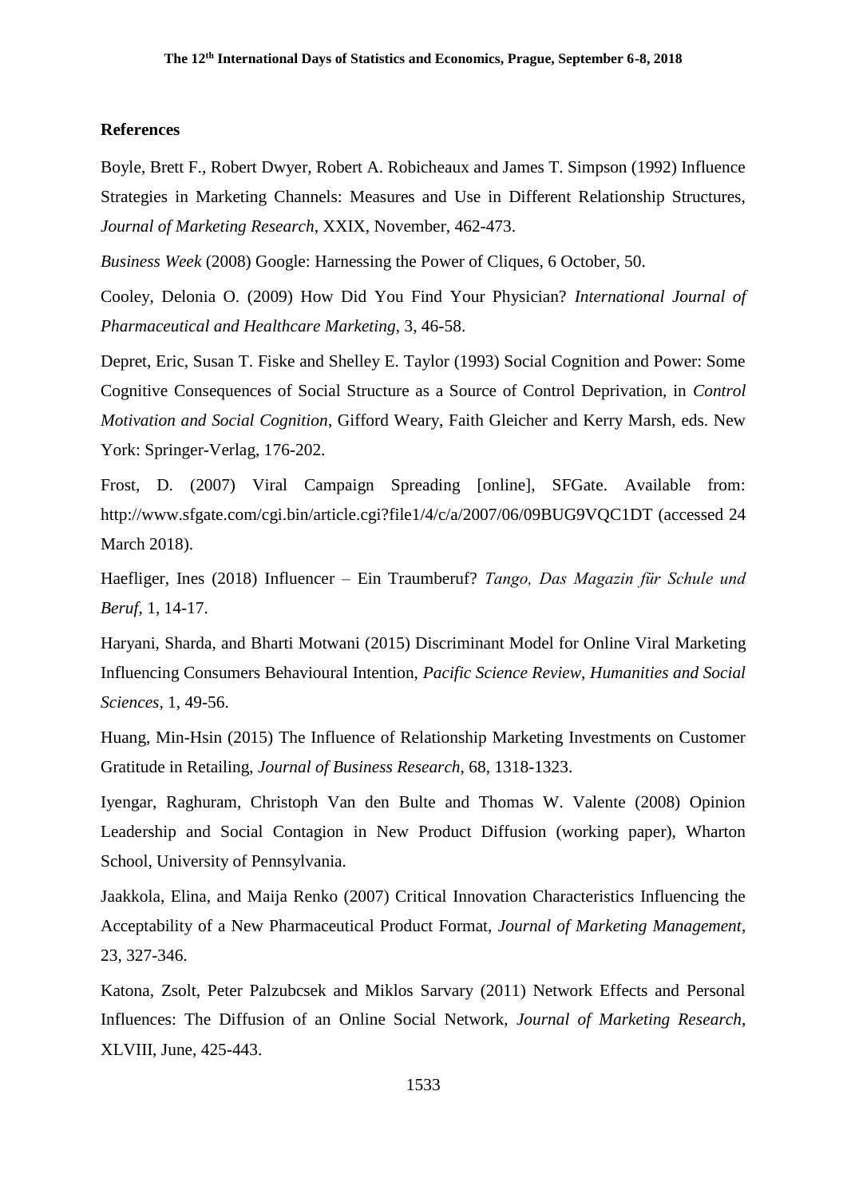## References

Boyle, Brett F., Robert Dwyer, Robert A. Robicheaux and James T. Simpson (1992) Influence Strategies in Marketing Channels: Measures and Use in Different Relationship Structures, *Journal of Marketing Research*, XXIX, November, 462-473.

*Business Week* (2008) Google: Harnessing the Power of Cliques, 6 October, 50.

Cooley, Delonia O. (2009) How Did You Find Your Physician? *International Journal of Pharmaceutical and Healthcare Marketing*, 3, 46-58.

Depret, Eric, Susan T. Fiske and Shelley E. Taylor (1993) Social Cognition and Power: Some Cognitive Consequences of Social Structure as a Source of Control Deprivation, in *Control Motivation and Social Cognition*, Gifford Weary, Faith Gleicher and Kerry Marsh, eds. New York: Springer-Verlag, 176-202.

Frost, D. (2007) Viral Campaign Spreading [online], SFGate. Available from: http://www.sfgate.com/cgi.bin/article.cgi?file1/4/c/a/2007/06/09BUG9VQC1DT (accessed 24 March 2018).

Haefliger, Ines (2018) Influencer – Ein Traumberuf? *Tango, Das Magazin für Schule und Beruf*, 1, 14-17.

Haryani, Sharda, and Bharti Motwani (2015) Discriminant Model for Online Viral Marketing Influencing Consumers Behavioural Intention, *Pacific Science Review, Humanities and Social Sciences*, 1, 49-56.

Huang, Min-Hsin (2015) The Influence of Relationship Marketing Investments on Customer Gratitude in Retailing, *Journal of Business Research*, 68, 1318-1323.

Iyengar, Raghuram, Christoph Van den Bulte and Thomas W. Valente (2008) Opinion Leadership and Social Contagion in New Product Diffusion (working paper), Wharton School, University of Pennsylvania.

Jaakkola, Elina, and Maija Renko (2007) Critical Innovation Characteristics Influencing the Acceptability of a New Pharmaceutical Product Format, *Journal of Marketing Management*, 23, 327-346.

Katona, Zsolt, Peter Palzubcsek and Miklos Sarvary (2011) Network Effects and Personal Influences: The Diffusion of an Online Social Network, *Journal of Marketing Research*, XLVIII, June, 425-443.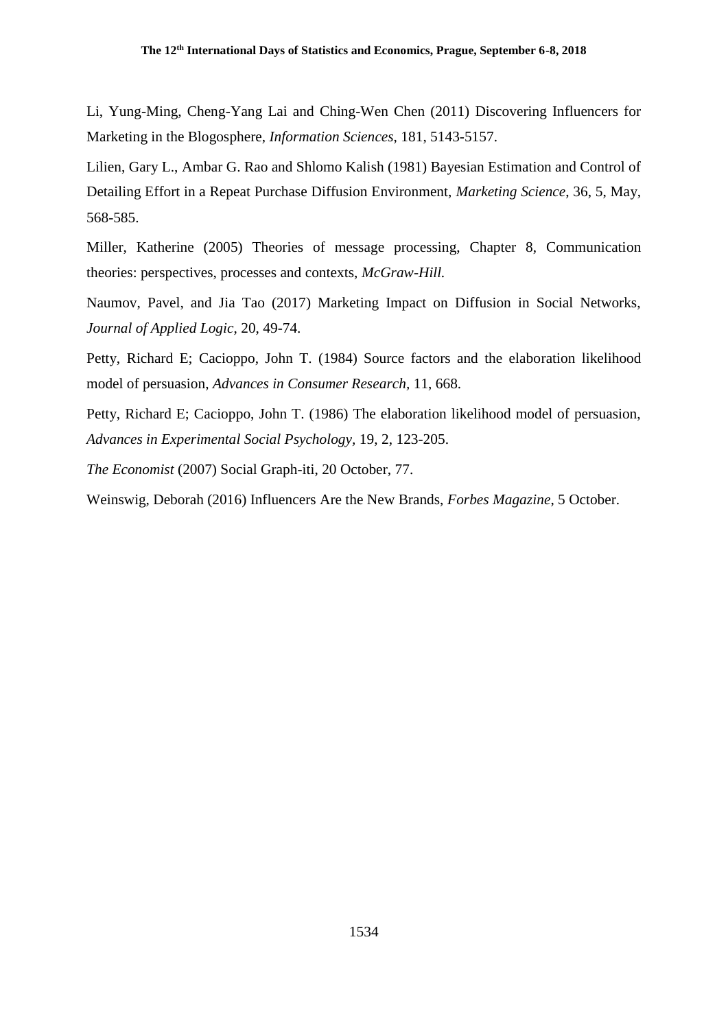Li, Yung-Ming, Cheng-Yang Lai and Ching-Wen Chen (2011) Discovering Influencers for Marketing in the Blogosphere, *Information Sciences*, 181, 5143-5157.

Lilien, Gary L., Ambar G. Rao and Shlomo Kalish (1981) Bayesian Estimation and Control of Detailing Effort in a Repeat Purchase Diffusion Environment, *Marketing Science*, 36, 5, May, 568-585.

Miller, Katherine (2005) Theories of message processing, Chapter 8, Communication theories: perspectives, processes and contexts, *McGraw-Hill.*

Naumov, Pavel, and Jia Tao (2017) Marketing Impact on Diffusion in Social Networks, *Journal of Applied Logic*, 20, 49-74.

Petty, Richard E; Cacioppo, John T. (1984) Source factors and the elaboration likelihood model of persuasion, *Advances in Consumer Research,* 11, 668.

Petty, Richard E; Cacioppo, John T. (1986) The elaboration likelihood model of persuasion, *Advances in Experimental Social Psychology*, 19, 2, 123-205.

*The Economist* (2007) Social Graph-iti, 20 October, 77.

Weinswig, Deborah (2016) Influencers Are the New Brands, *Forbes Magazine*, 5 October.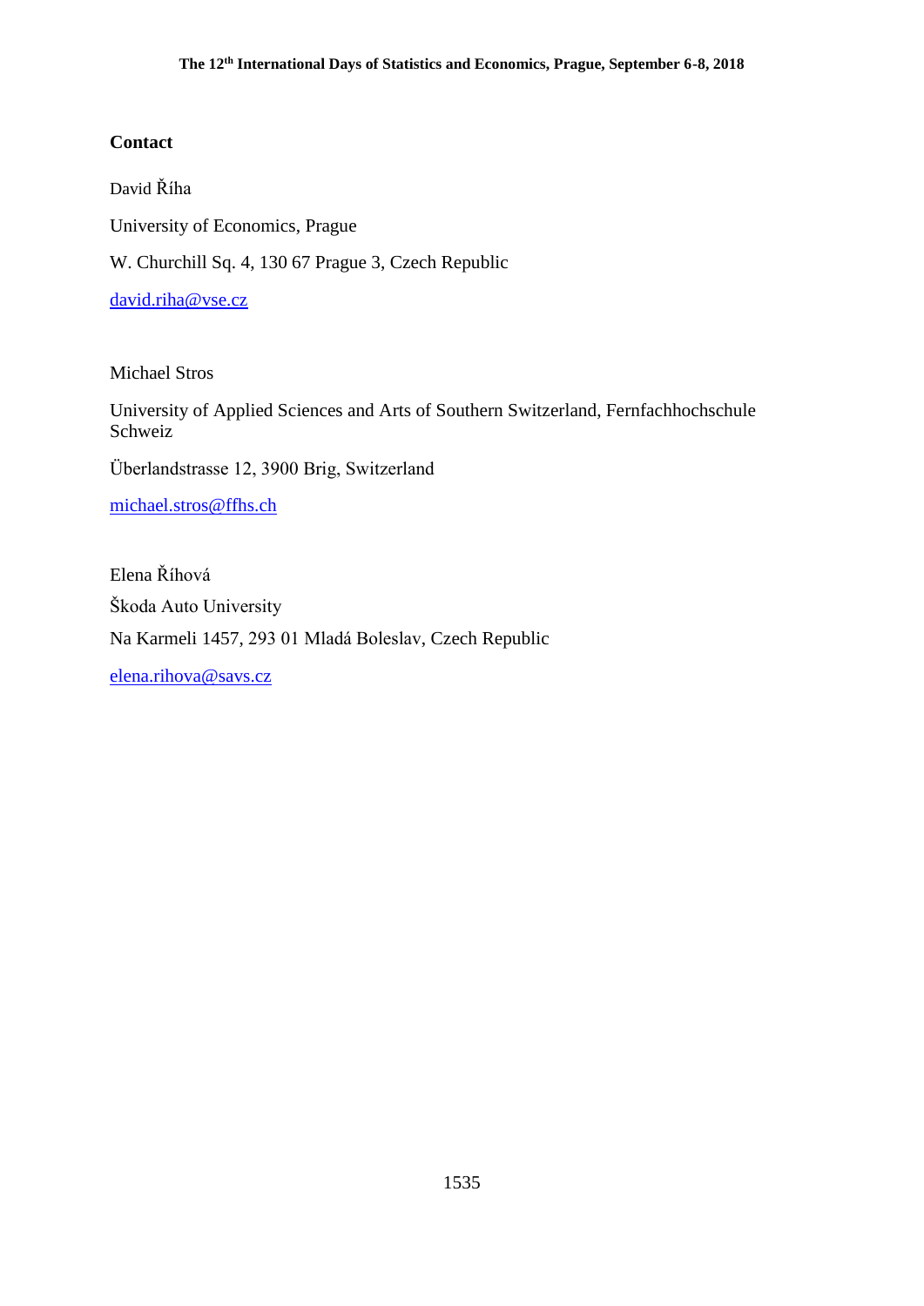## Contact

David Říha

University of Economics, Prague

W. Churchill Sq. 4, 130 67 Prague 3, Czech Republic

david.riha@vse.cz

Michael Stros

University of Applied Sciences and Arts of Southern Switzerland, Fernfachhochschule Schweiz

Überlandstrasse 12, 3900 Brig, Switzerland

michael.stros@ffhs.ch

Elena Říhová

Škoda Auto University

Na Karmeli 1457, 293 01 Mladá Boleslav, Czech Republic

elena.rihova@savs.cz